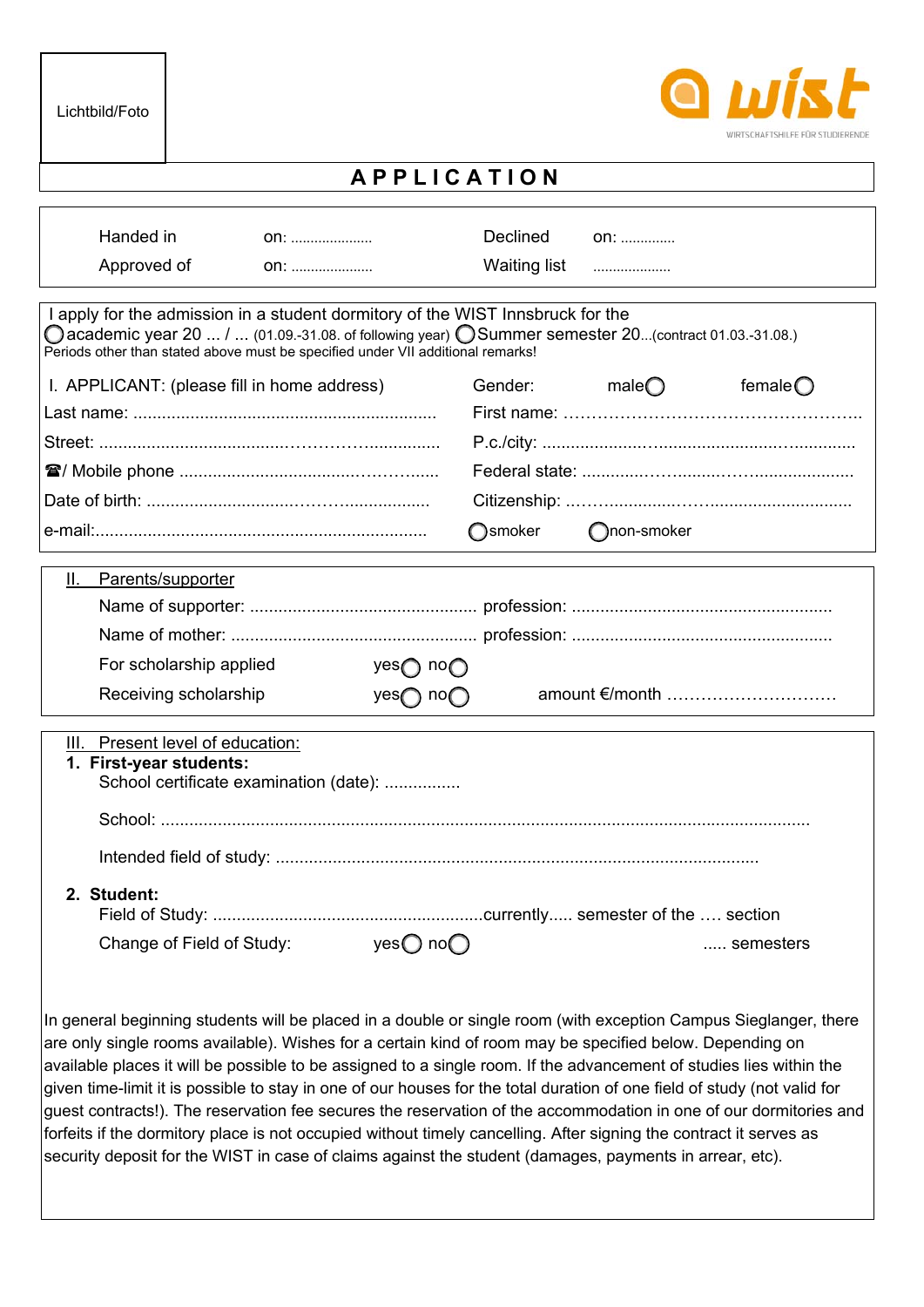Lichtbild/Foto

wist
WIRTSCHAFTSHILFE FÜR STUDIERENDE

# APPLICATION

| | | | |
|---|---|---|---|
| Handed in | on: ..................... | Declined | on: .............. |
| Approved of | on: ..................... | Waiting list | .................... |

I apply for the admission in a student dormitory of the WIST Innsbruck for the
◯ academic year 20 ... / ... (01.09.-31.08. of following year) ◯ Summer semester 20...(contract 01.03.-31.08.)
Periods other than stated above must be specified under VII additional remarks!

I. APPLICANT: (please fill in home address) Gender: male◯ female◯

Last name: ................................................................ First name: ……………………………………………..

Street: ......................................…………................. P.c./city: ...................…..........................…..............

☎/ Mobile phone .....................................………....... Federal state: ............…….........……......................

Date of birth: ............................…….................. Citizenship: ..……...............……..............................

e-mail:..................................................................... ◯smoker ◯non-smoker

## II. Parents/supporter

Name of supporter: ................................................ profession: ......................................................

Name of mother: .................................................... profession: ......................................................

For scholarship applied yes◯ no◯

Receiving scholarship yes◯ no◯ amount €/month …………………………

## III. Present level of education:

**1. First-year students:**

School certificate examination (date): ................

School: ......................................................................................................................................

Intended field of study: ....................................................................................................

**2. Student:**

Field of Study: .........................................................currently..... semester of the …. section

Change of Field of Study: yes◯ no◯ ..... semesters

In general beginning students will be placed in a double or single room (with exception Campus Sieglanger, there are only single rooms available). Wishes for a certain kind of room may be specified below. Depending on available places it will be possible to be assigned to a single room. If the advancement of studies lies within the given time-limit it is possible to stay in one of our houses for the total duration of one field of study (not valid for guest contracts!). The reservation fee secures the reservation of the accommodation in one of our dormitories and forfeits if the dormitory place is not occupied without timely cancelling. After signing the contract it serves as security deposit for the WIST in case of claims against the student (damages, payments in arrear, etc).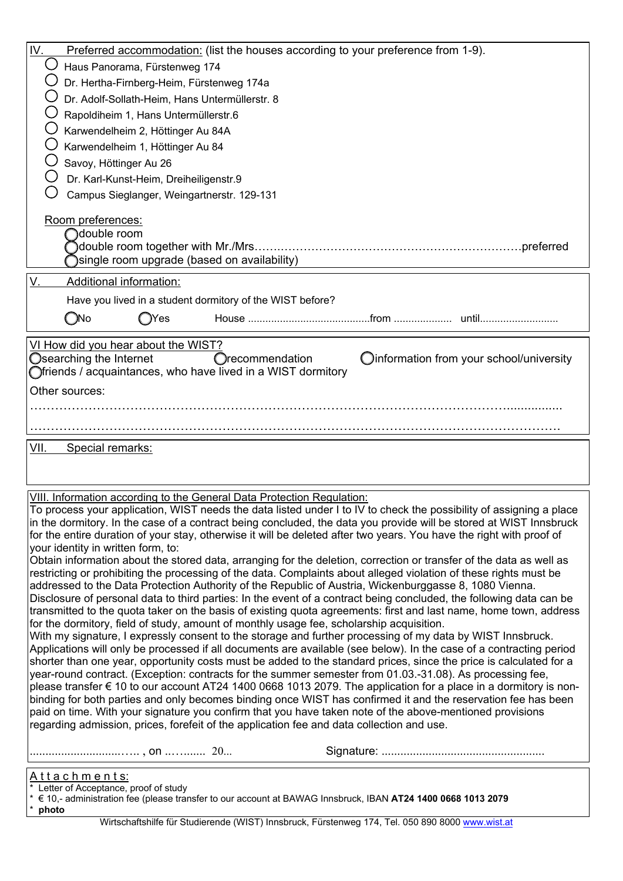## IV. Preferred accommodation: (list the houses according to your preference from 1-9).

- ◯ Haus Panorama, Fürstenweg 174
- ◯ Dr. Hertha-Firnberg-Heim, Fürstenweg 174a
- ◯ Dr. Adolf-Sollath-Heim, Hans Untermüllerstr. 8
- ◯ Rapoldiheim 1, Hans Untermüllerstr.6
- ◯ Karwendelheim 2, Höttinger Au 84A
- ◯ Karwendelheim 1, Höttinger Au 84
- ◯ Savoy, Höttinger Au 26
- ◯ Dr. Karl-Kunst-Heim, Dreiheiligenstr.9
- ◯ Campus Sieglanger, Weingartnerstr. 129-131

Room preferences:

- ◯ double room
- ◯ double room together with Mr./Mrs…………………………………………………………………preferred
- ◯ single room upgrade (based on availability)

## V. Additional information:

Have you lived in a student dormitory of the WIST before?

◯ No ◯ Yes House ............................................ from .................... until...........................

## VI How did you hear about the WIST?

◯ searching the Internet ◯ recommendation ◯ information from your school/university
◯ friends / acquaintances, who have lived in a WIST dormitory

Other sources:

……………………………………………………………………………………………………………..............

……………………………………………………………………………………………………………………

## VII. Special remarks:

## VIII. Information according to the General Data Protection Regulation:

To process your application, WIST needs the data listed under I to IV to check the possibility of assigning a place in the dormitory. In the case of a contract being concluded, the data you provide will be stored at WIST Innsbruck for the entire duration of your stay, otherwise it will be deleted after two years. You have the right with proof of your identity in written form, to:

Obtain information about the stored data, arranging for the deletion, correction or transfer of the data as well as restricting or prohibiting the processing of the data. Complaints about alleged violation of these rights must be addressed to the Data Protection Authority of the Republic of Austria, Wickenburggasse 8, 1080 Vienna.

Disclosure of personal data to third parties: In the event of a contract being concluded, the following data can be transmitted to the quota taker on the basis of existing quota agreements: first and last name, home town, address for the dormitory, field of study, amount of monthly usage fee, scholarship acquisition.

With my signature, I expressly consent to the storage and further processing of my data by WIST Innsbruck.

Applications will only be processed if all documents are available (see below). In the case of a contracting period shorter than one year, opportunity costs must be added to the standard prices, since the price is calculated for a year-round contract. (Exception: contracts for the summer semester from 01.03.-31.08). As processing fee, please transfer € 10 to our account AT24 1400 0668 1013 2079. The application for a place in a dormitory is non-binding for both parties and only becomes binding once WIST has confirmed it and the reservation fee has been paid on time. With your signature you confirm that you have taken note of the above-mentioned provisions regarding admission, prices, forefeit of the application fee and data collection and use.

..............................….. , on ..…....... 20... Signature: ....................................................

## Attachments:

* Letter of Acceptance, proof of study
* € 10,- administration fee (please transfer to our account at BAWAG Innsbruck, IBAN **AT24 1400 0668 1013 2079**
* **photo**

Wirtschaftshilfe für Studierende (WIST) Innsbruck, Fürstenweg 174, Tel. 050 890 8000 www.wist.at